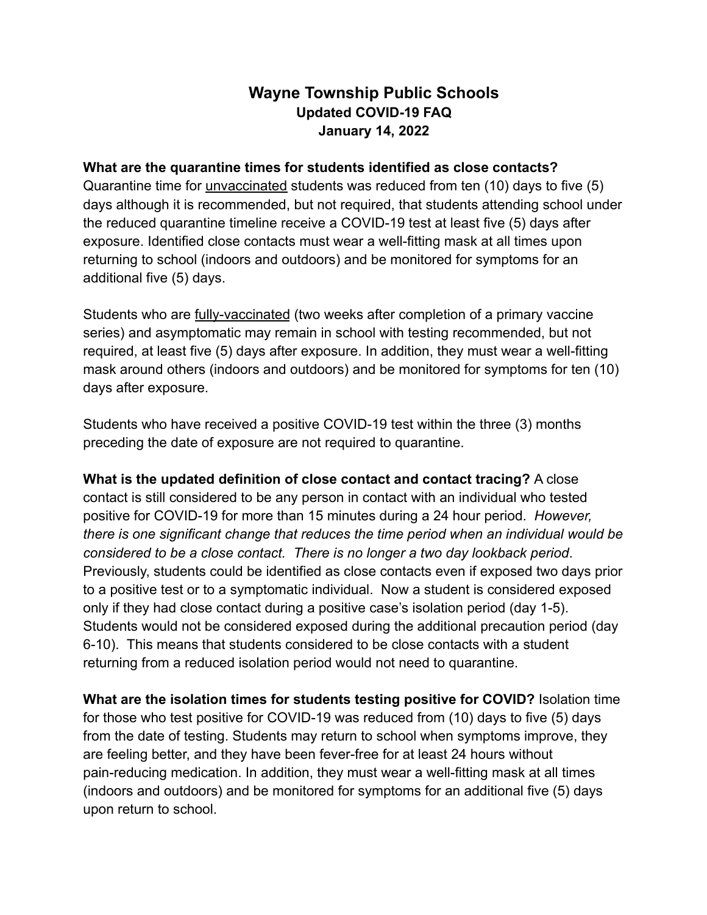# Wayne Township Public Schools
## Updated COVID-19 FAQ
### January 14, 2022

**What are the quarantine times for students identified as close contacts?** Quarantine time for <u>unvaccinated</u> students was reduced from ten (10) days to five (5) days although it is recommended, but not required, that students attending school under the reduced quarantine timeline receive a COVID-19 test at least five (5) days after exposure. Identified close contacts must wear a well-fitting mask at all times upon returning to school (indoors and outdoors) and be monitored for symptoms for an additional five (5) days.

Students who are <u>fully-vaccinated</u> (two weeks after completion of a primary vaccine series) and asymptomatic may remain in school with testing recommended, but not required, at least five (5) days after exposure. In addition, they must wear a well-fitting mask around others (indoors and outdoors) and be monitored for symptoms for ten (10) days after exposure.

Students who have received a positive COVID-19 test within the three (3) months preceding the date of exposure are not required to quarantine.

**What is the updated definition of close contact and contact tracing?** A close contact is still considered to be any person in contact with an individual who tested positive for COVID-19 for more than 15 minutes during a 24 hour period. *However, there is one significant change that reduces the time period when an individual would be considered to be a close contact. There is no longer a two day lookback period*. Previously, students could be identified as close contacts even if exposed two days prior to a positive test or to a symptomatic individual. Now a student is considered exposed only if they had close contact during a positive case's isolation period (day 1-5). Students would not be considered exposed during the additional precaution period (day 6-10). This means that students considered to be close contacts with a student returning from a reduced isolation period would not need to quarantine.

**What are the isolation times for students testing positive for COVID?** Isolation time for those who test positive for COVID-19 was reduced from (10) days to five (5) days from the date of testing. Students may return to school when symptoms improve, they are feeling better, and they have been fever-free for at least 24 hours without pain-reducing medication. In addition, they must wear a well-fitting mask at all times (indoors and outdoors) and be monitored for symptoms for an additional five (5) days upon return to school.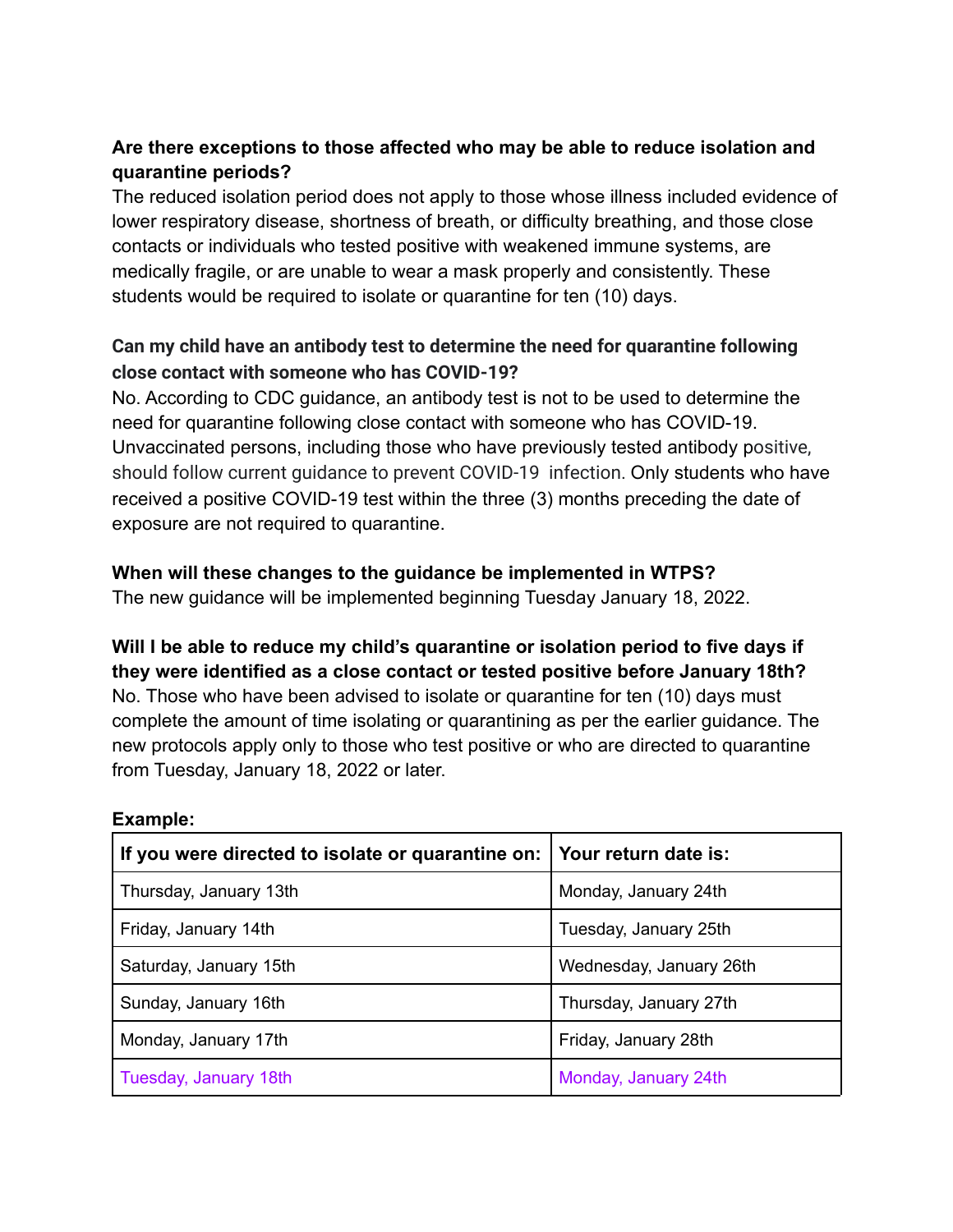**Are there exceptions to those affected who may be able to reduce isolation and quarantine periods?**
The reduced isolation period does not apply to those whose illness included evidence of lower respiratory disease, shortness of breath, or difficulty breathing, and those close contacts or individuals who tested positive with weakened immune systems, are medically fragile, or are unable to wear a mask properly and consistently. These students would be required to isolate or quarantine for ten (10) days.

**Can my child have an antibody test to determine the need for quarantine following close contact with someone who has COVID-19?**
No. According to CDC guidance, an antibody test is not to be used to determine the need for quarantine following close contact with someone who has COVID-19. Unvaccinated persons, including those who have previously tested antibody positive, should follow current guidance to prevent COVID-19 infection. Only students who have received a positive COVID-19 test within the three (3) months preceding the date of exposure are not required to quarantine.

**When will these changes to the guidance be implemented in WTPS?**
The new guidance will be implemented beginning Tuesday January 18, 2022.

**Will I be able to reduce my child's quarantine or isolation period to five days if they were identified as a close contact or tested positive before January 18th?**
No. Those who have been advised to isolate or quarantine for ten (10) days must complete the amount of time isolating or quarantining as per the earlier guidance. The new protocols apply only to those who test positive or who are directed to quarantine from Tuesday, January 18, 2022 or later.

**Example:**

| If you were directed to isolate or quarantine on: | Your return date is: |
|---|---|
| Thursday, January 13th | Monday, January 24th |
| Friday, January 14th | Tuesday, January 25th |
| Saturday, January 15th | Wednesday, January 26th |
| Sunday, January 16th | Thursday, January 27th |
| Monday, January 17th | Friday, January 28th |
| Tuesday, January 18th | Monday, January 24th |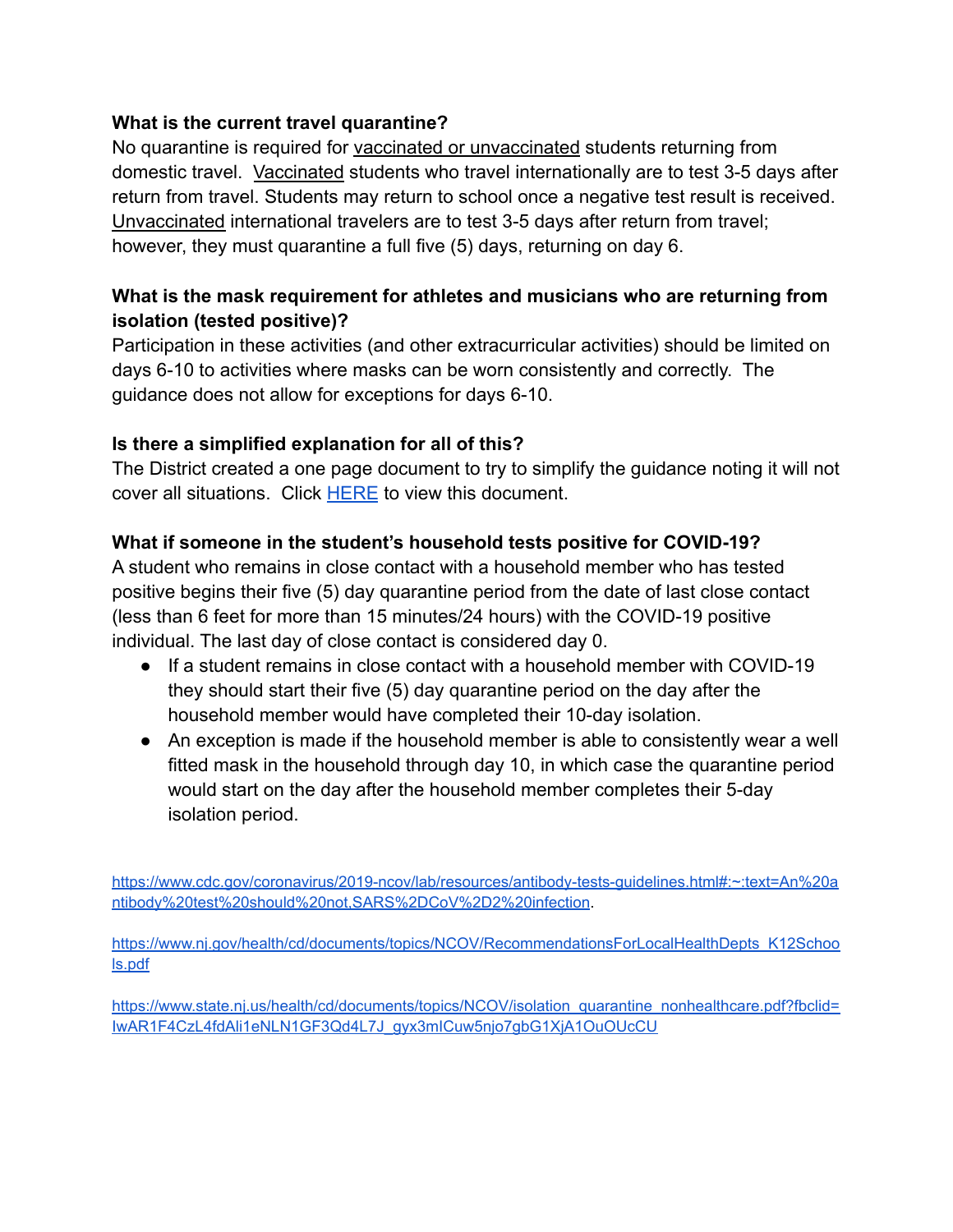**What is the current travel quarantine?**

No quarantine is required for vaccinated or unvaccinated students returning from domestic travel. Vaccinated students who travel internationally are to test 3-5 days after return from travel. Students may return to school once a negative test result is received. Unvaccinated international travelers are to test 3-5 days after return from travel; however, they must quarantine a full five (5) days, returning on day 6.

**What is the mask requirement for athletes and musicians who are returning from isolation (tested positive)?**

Participation in these activities (and other extracurricular activities) should be limited on days 6-10 to activities where masks can be worn consistently and correctly. The guidance does not allow for exceptions for days 6-10.

**Is there a simplified explanation for all of this?**

The District created a one page document to try to simplify the guidance noting it will not cover all situations. Click HERE to view this document.

**What if someone in the student's household tests positive for COVID-19?**

A student who remains in close contact with a household member who has tested positive begins their five (5) day quarantine period from the date of last close contact (less than 6 feet for more than 15 minutes/24 hours) with the COVID-19 positive individual. The last day of close contact is considered day 0.

- If a student remains in close contact with a household member with COVID-19 they should start their five (5) day quarantine period on the day after the household member would have completed their 10-day isolation.
- An exception is made if the household member is able to consistently wear a well fitted mask in the household through day 10, in which case the quarantine period would start on the day after the household member completes their 5-day isolation period.

https://www.cdc.gov/coronavirus/2019-ncov/lab/resources/antibody-tests-guidelines.html#:~:text=An%20antibody%20test%20should%20not,SARS%2DCoV%2D2%20infection.

https://www.nj.gov/health/cd/documents/topics/NCOV/RecommendationsForLocalHealthDepts_K12Schools.pdf

https://www.state.nj.us/health/cd/documents/topics/NCOV/isolation_quarantine_nonhealthcare.pdf?fbclid=IwAR1F4CzL4fdAli1eNLN1GF3Qd4L7J_gyx3mICuw5njo7gbG1XjA1OuOUcCU